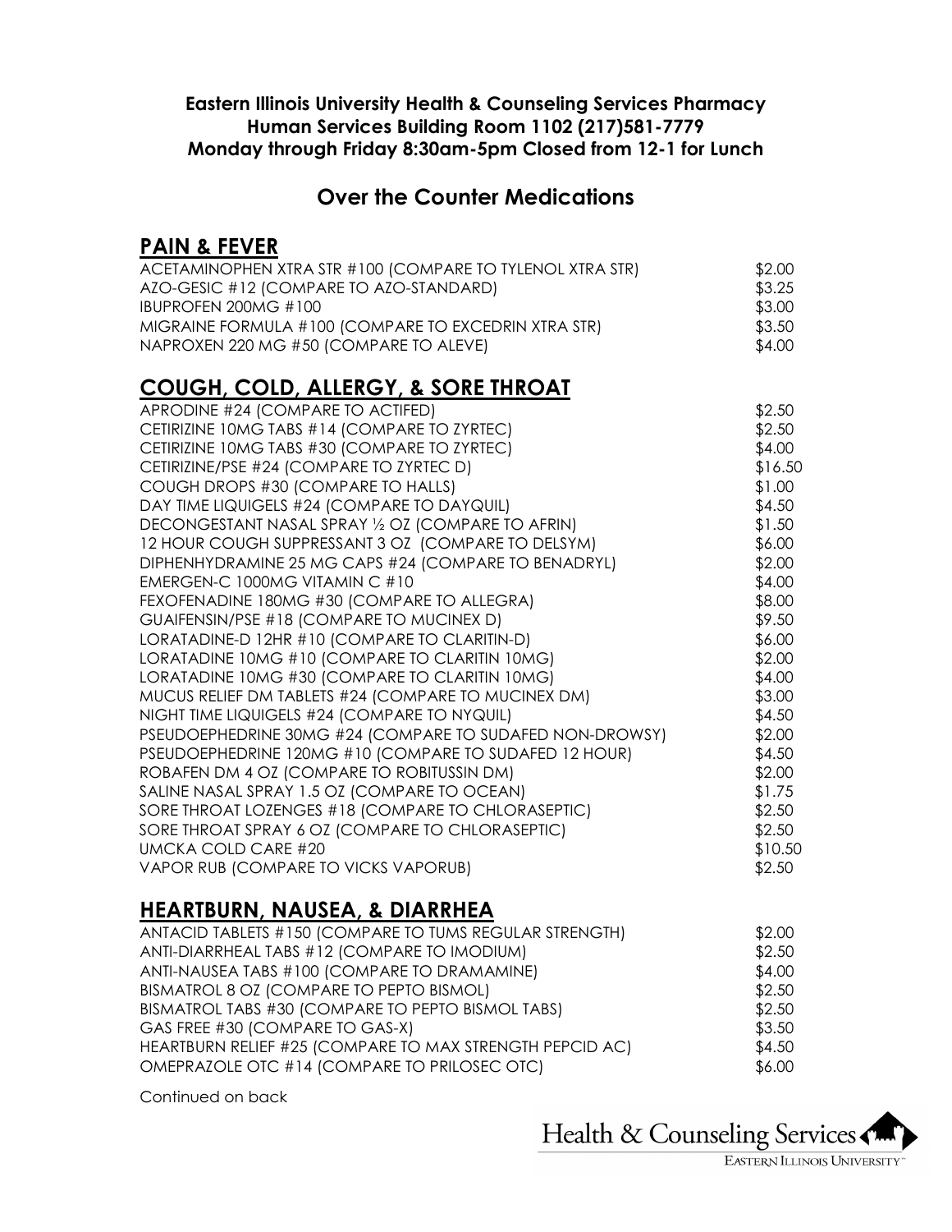**Eastern Illinois University Health & Counseling Services Pharmacy**
**Human Services Building Room 1102 (217)581-7779**
**Monday through Friday 8:30am-5pm Closed from 12-1 for Lunch**

# Over the Counter Medications

## PAIN & FEVER

| | |
|---|---|
| ACETAMINOPHEN XTRA STR #100 (COMPARE TO TYLENOL XTRA STR) | $2.00 |
| AZO-GESIC #12 (COMPARE TO AZO-STANDARD) | $3.25 |
| IBUPROFEN 200MG #100 | $3.00 |
| MIGRAINE FORMULA #100 (COMPARE TO EXCEDRIN XTRA STR) | $3.50 |
| NAPROXEN 220 MG #50 (COMPARE TO ALEVE) | $4.00 |

## COUGH, COLD, ALLERGY, & SORE THROAT

| | |
|---|---|
| APRODINE #24 (COMPARE TO ACTIFED) | $2.50 |
| CETIRIZINE 10MG TABS #14 (COMPARE TO ZYRTEC) | $2.50 |
| CETIRIZINE 10MG TABS #30 (COMPARE TO ZYRTEC) | $4.00 |
| CETIRIZINE/PSE #24 (COMPARE TO ZYRTEC D) | $16.50 |
| COUGH DROPS #30 (COMPARE TO HALLS) | $1.00 |
| DAY TIME LIQUIGELS #24 (COMPARE TO DAYQUIL) | $4.50 |
| DECONGESTANT NASAL SPRAY ½ OZ (COMPARE TO AFRIN) | $1.50 |
| 12 HOUR COUGH SUPPRESSANT 3 OZ (COMPARE TO DELSYM) | $6.00 |
| DIPHENHYDRAMINE 25 MG CAPS #24 (COMPARE TO BENADRYL) | $2.00 |
| EMERGEN-C 1000MG VITAMIN C #10 | $4.00 |
| FEXOFENADINE 180MG #30 (COMPARE TO ALLEGRA) | $8.00 |
| GUAIFENSIN/PSE #18 (COMPARE TO MUCINEX D) | $9.50 |
| LORATADINE-D 12HR #10 (COMPARE TO CLARITIN-D) | $6.00 |
| LORATADINE 10MG #10 (COMPARE TO CLARITIN 10MG) | $2.00 |
| LORATADINE 10MG #30 (COMPARE TO CLARITIN 10MG) | $4.00 |
| MUCUS RELIEF DM TABLETS #24 (COMPARE TO MUCINEX DM) | $3.00 |
| NIGHT TIME LIQUIGELS #24 (COMPARE TO NYQUIL) | $4.50 |
| PSEUDOEPHEDRINE 30MG #24 (COMPARE TO SUDAFED NON-DROWSY) | $2.00 |
| PSEUDOEPHEDRINE 120MG #10 (COMPARE TO SUDAFED 12 HOUR) | $4.50 |
| ROBAFEN DM 4 OZ (COMPARE TO ROBITUSSIN DM) | $2.00 |
| SALINE NASAL SPRAY 1.5 OZ (COMPARE TO OCEAN) | $1.75 |
| SORE THROAT LOZENGES #18 (COMPARE TO CHLORASEPTIC) | $2.50 |
| SORE THROAT SPRAY 6 OZ (COMPARE TO CHLORASEPTIC) | $2.50 |
| UMCKA COLD CARE #20 | $10.50 |
| VAPOR RUB (COMPARE TO VICKS VAPORUB) | $2.50 |

## HEARTBURN, NAUSEA, & DIARRHEA

| | |
|---|---|
| ANTACID TABLETS #150 (COMPARE TO TUMS REGULAR STRENGTH) | $2.00 |
| ANTI-DIARRHEAL TABS #12 (COMPARE TO IMODIUM) | $2.50 |
| ANTI-NAUSEA TABS #100 (COMPARE TO DRAMAMINE) | $4.00 |
| BISMATROL 8 OZ (COMPARE TO PEPTO BISMOL) | $2.50 |
| BISMATROL TABS #30 (COMPARE TO PEPTO BISMOL TABS) | $2.50 |
| GAS FREE #30 (COMPARE TO GAS-X) | $3.50 |
| HEARTBURN RELIEF #25 (COMPARE TO MAX STRENGTH PEPCID AC) | $4.50 |
| OMEPRAZOLE OTC #14 (COMPARE TO PRILOSEC OTC) | $6.00 |

Continued on back

Health & Counseling Services
EASTERN ILLINOIS UNIVERSITY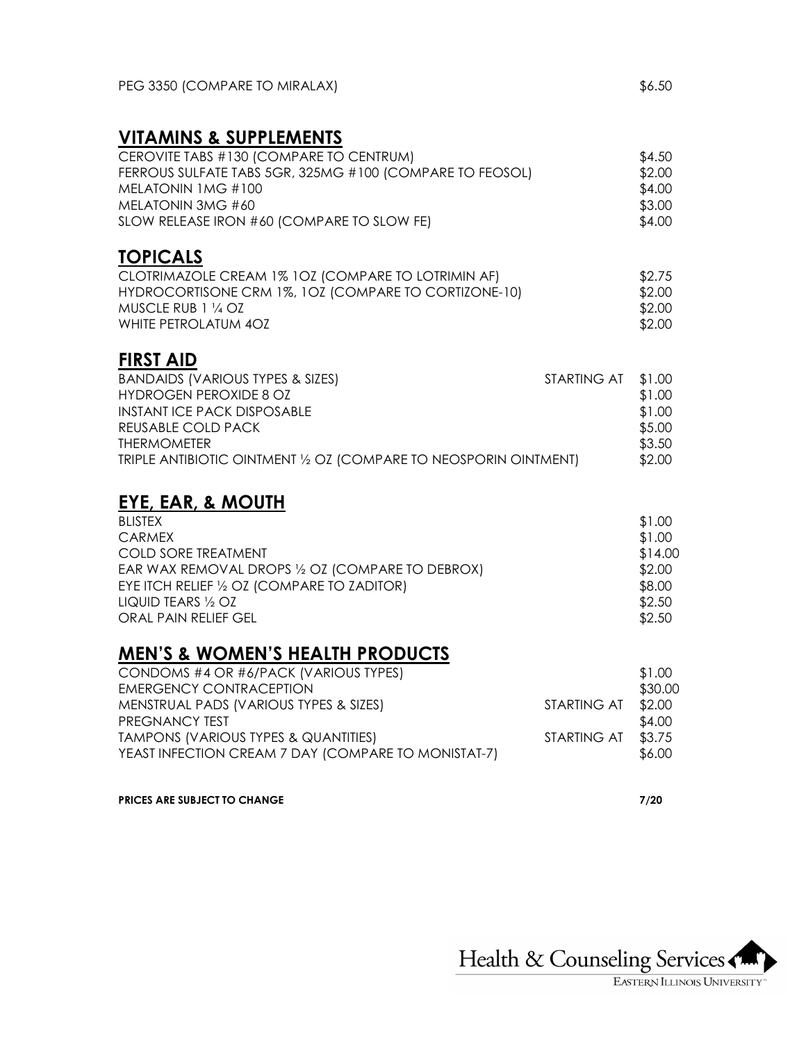| | | |
|---|---|---|
| PEG 3350 (COMPARE TO MIRALAX) | | $6.50 |

## VITAMINS & SUPPLEMENTS

| | | |
|---|---|---|
| CEROVITE TABS #130 (COMPARE TO CENTRUM) | | $4.50 |
| FERROUS SULFATE TABS 5GR, 325MG #100 (COMPARE TO FEOSOL) | | $2.00 |
| MELATONIN 1MG #100 | | $4.00 |
| MELATONIN 3MG #60 | | $3.00 |
| SLOW RELEASE IRON #60 (COMPARE TO SLOW FE) | | $4.00 |

## TOPICALS

| | | |
|---|---|---|
| CLOTRIMAZOLE CREAM 1% 1OZ (COMPARE TO LOTRIMIN AF) | | $2.75 |
| HYDROCORTISONE CRM 1%, 1OZ (COMPARE TO CORTIZONE-10) | | $2.00 |
| MUSCLE RUB 1 ¼ OZ | | $2.00 |
| WHITE PETROLATUM 4OZ | | $2.00 |

## FIRST AID

| | | |
|---|---|---|
| BANDAIDS (VARIOUS TYPES & SIZES) | STARTING AT | $1.00 |
| HYDROGEN PEROXIDE 8 OZ | | $1.00 |
| INSTANT ICE PACK DISPOSABLE | | $1.00 |
| REUSABLE COLD PACK | | $5.00 |
| THERMOMETER | | $3.50 |
| TRIPLE ANTIBIOTIC OINTMENT ½ OZ (COMPARE TO NEOSPORIN OINTMENT) | | $2.00 |

## EYE, EAR, & MOUTH

| | | |
|---|---|---|
| BLISTEX | | $1.00 |
| CARMEX | | $1.00 |
| COLD SORE TREATMENT | | $14.00 |
| EAR WAX REMOVAL DROPS ½ OZ (COMPARE TO DEBROX) | | $2.00 |
| EYE ITCH RELIEF ½ OZ (COMPARE TO ZADITOR) | | $8.00 |
| LIQUID TEARS ½ OZ | | $2.50 |
| ORAL PAIN RELIEF GEL | | $2.50 |

## MEN'S & WOMEN'S HEALTH PRODUCTS

| | | |
|---|---|---|
| CONDOMS #4 OR #6/PACK (VARIOUS TYPES) | | $1.00 |
| EMERGENCY CONTRACEPTION | | $30.00 |
| MENSTRUAL PADS (VARIOUS TYPES & SIZES) | STARTING AT | $2.00 |
| PREGNANCY TEST | | $4.00 |
| TAMPONS (VARIOUS TYPES & QUANTITIES) | STARTING AT | $3.75 |
| YEAST INFECTION CREAM 7 DAY (COMPARE TO MONISTAT-7) | | $6.00 |

**PRICES ARE SUBJECT TO CHANGE** **7/20**

Health & Counseling Services
EASTERN ILLINOIS UNIVERSITY